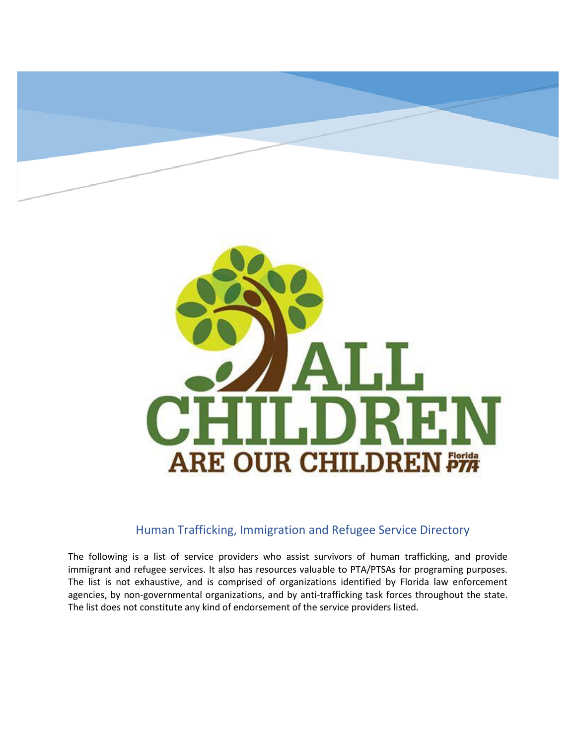# ALL CHILDREN ARE OUR CHILDREN

Florida PTA

## Human Trafficking, Immigration and Refugee Service Directory

The following is a list of service providers who assist survivors of human trafficking, and provide immigrant and refugee services. It also has resources valuable to PTA/PTSAs for programing purposes. The list is not exhaustive, and is comprised of organizations identified by Florida law enforcement agencies, by non-governmental organizations, and by anti-trafficking task forces throughout the state. The list does not constitute any kind of endorsement of the service providers listed.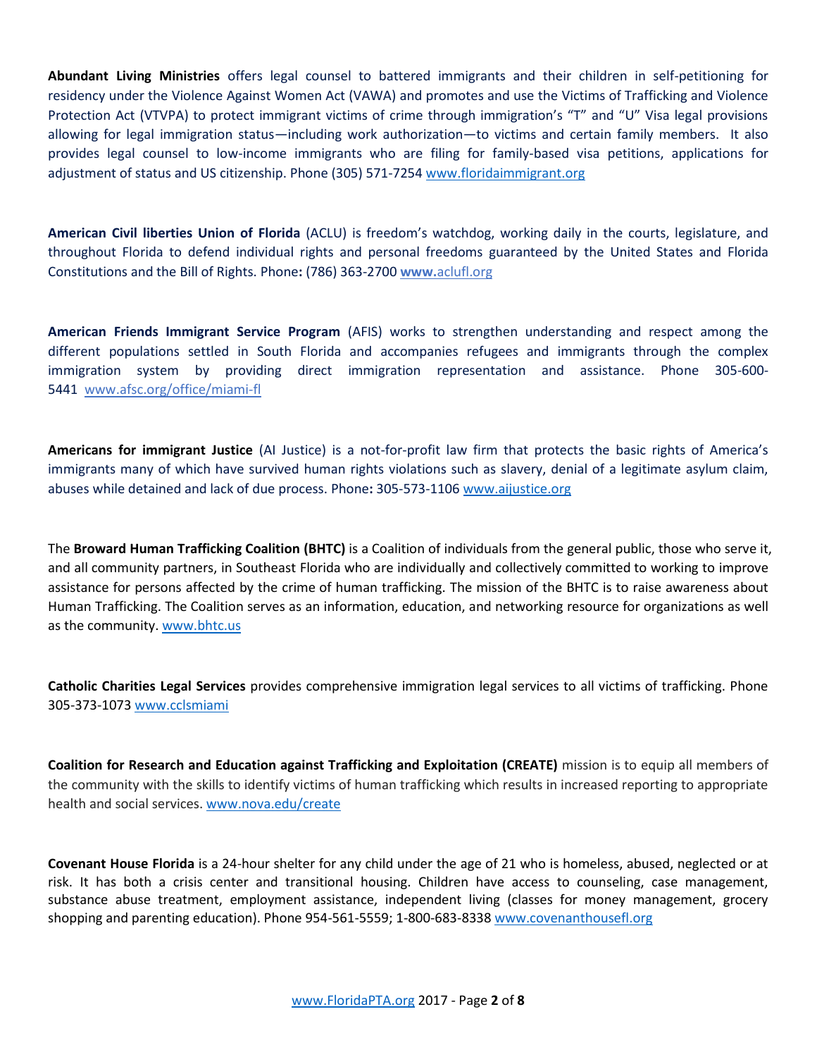**Abundant Living Ministries** offers legal counsel to battered immigrants and their children in self-petitioning for residency under the Violence Against Women Act (VAWA) and promotes and use the Victims of Trafficking and Violence Protection Act (VTVPA) to protect immigrant victims of crime through immigration's "T" and "U" Visa legal provisions allowing for legal immigration status—including work authorization—to victims and certain family members. It also provides legal counsel to low-income immigrants who are filing for family-based visa petitions, applications for adjustment of status and US citizenship. Phone (305) 571-7254 www.floridaimmigrant.org

**American Civil liberties Union of Florida** (ACLU) is freedom's watchdog, working daily in the courts, legislature, and throughout Florida to defend individual rights and personal freedoms guaranteed by the United States and Florida Constitutions and the Bill of Rights. Phone**:** (786) 363-2700 **www.**aclufl.org

**American Friends Immigrant Service Program** (AFIS) works to strengthen understanding and respect among the different populations settled in South Florida and accompanies refugees and immigrants through the complex immigration system by providing direct immigration representation and assistance. Phone 305-600-5441 www.afsc.org/office/miami-fl

**Americans for immigrant Justice** (AI Justice) is a not-for-profit law firm that protects the basic rights of America's immigrants many of which have survived human rights violations such as slavery, denial of a legitimate asylum claim, abuses while detained and lack of due process. Phone**:** 305-573-1106 www.aijustice.org

The **Broward Human Trafficking Coalition (BHTC)** is a Coalition of individuals from the general public, those who serve it, and all community partners, in Southeast Florida who are individually and collectively committed to working to improve assistance for persons affected by the crime of human trafficking. The mission of the BHTC is to raise awareness about Human Trafficking. The Coalition serves as an information, education, and networking resource for organizations as well as the community. www.bhtc.us

**Catholic Charities Legal Services** provides comprehensive immigration legal services to all victims of trafficking. Phone 305-373-1073 www.cclsmiami

**Coalition for Research and Education against Trafficking and Exploitation (CREATE)** mission is to equip all members of the community with the skills to identify victims of human trafficking which results in increased reporting to appropriate health and social services. www.nova.edu/create

**Covenant House Florida** is a 24-hour shelter for any child under the age of 21 who is homeless, abused, neglected or at risk. It has both a crisis center and transitional housing. Children have access to counseling, case management, substance abuse treatment, employment assistance, independent living (classes for money management, grocery shopping and parenting education). Phone 954-561-5559; 1-800-683-8338 www.covenanthousefl.org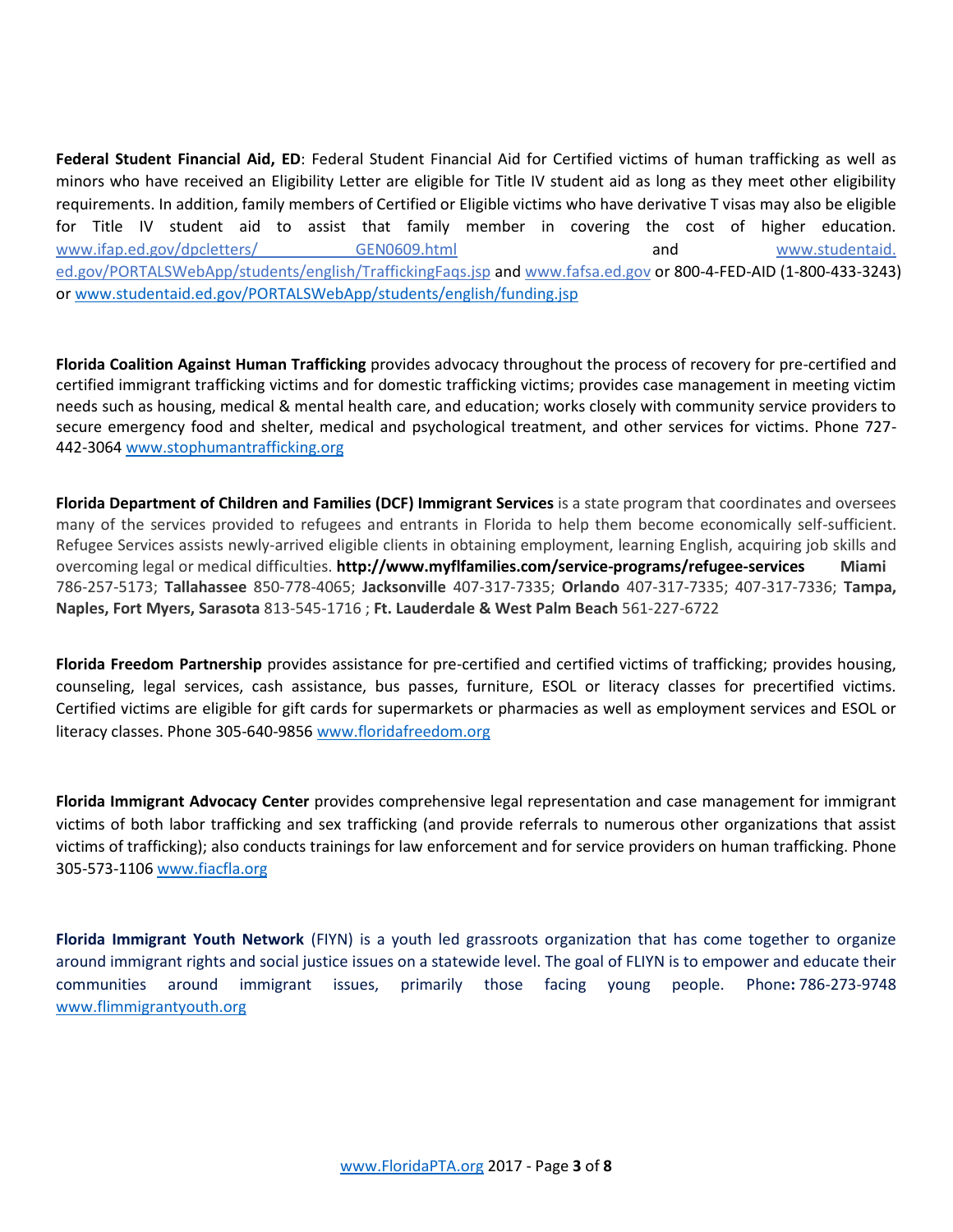**Federal Student Financial Aid, ED**: Federal Student Financial Aid for Certified victims of human trafficking as well as minors who have received an Eligibility Letter are eligible for Title IV student aid as long as they meet other eligibility requirements. In addition, family members of Certified or Eligible victims who have derivative T visas may also be eligible for Title IV student aid to assist that family member in covering the cost of higher education. www.ifap.ed.gov/dpcletters/ GEN0609.html and www.studentaid.ed.gov/PORTALSWebApp/students/english/TraffickingFaqs.jsp and www.fafsa.ed.gov or 800-4-FED-AID (1-800-433-3243) or www.studentaid.ed.gov/PORTALSWebApp/students/english/funding.jsp

**Florida Coalition Against Human Trafficking** provides advocacy throughout the process of recovery for pre-certified and certified immigrant trafficking victims and for domestic trafficking victims; provides case management in meeting victim needs such as housing, medical & mental health care, and education; works closely with community service providers to secure emergency food and shelter, medical and psychological treatment, and other services for victims. Phone 727-442-3064 www.stophumantrafficking.org

**Florida Department of Children and Families (DCF) Immigrant Services** is a state program that coordinates and oversees many of the services provided to refugees and entrants in Florida to help them become economically self-sufficient. Refugee Services assists newly-arrived eligible clients in obtaining employment, learning English, acquiring job skills and overcoming legal or medical difficulties. **http://www.myflfamilies.com/service-programs/refugee-services** **Miami** 786-257-5173; **Tallahassee** 850-778-4065; **Jacksonville** 407-317-7335; **Orlando** 407-317-7335; 407-317-7336; **Tampa, Naples, Fort Myers, Sarasota** 813-545-1716 ; **Ft. Lauderdale & West Palm Beach** 561-227-6722

**Florida Freedom Partnership** provides assistance for pre-certified and certified victims of trafficking; provides housing, counseling, legal services, cash assistance, bus passes, furniture, ESOL or literacy classes for precertified victims. Certified victims are eligible for gift cards for supermarkets or pharmacies as well as employment services and ESOL or literacy classes. Phone 305-640-9856 www.floridafreedom.org

**Florida Immigrant Advocacy Center** provides comprehensive legal representation and case management for immigrant victims of both labor trafficking and sex trafficking (and provide referrals to numerous other organizations that assist victims of trafficking); also conducts trainings for law enforcement and for service providers on human trafficking. Phone 305-573-1106 www.fiacfla.org

**Florida Immigrant Youth Network** (FIYN) is a youth led grassroots organization that has come together to organize around immigrant rights and social justice issues on a statewide level. The goal of FLIYN is to empower and educate their communities around immigrant issues, primarily those facing young people. Phone**:** 786-273-9748 www.flimmigrantyouth.org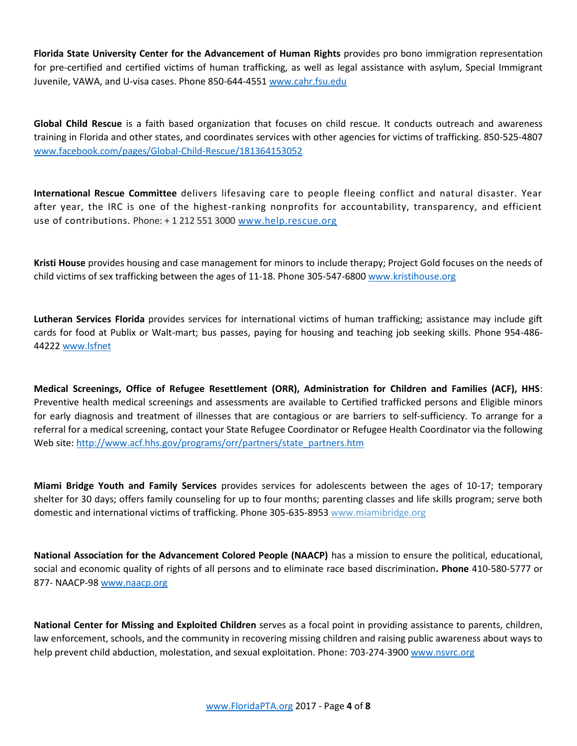**Florida State University Center for the Advancement of Human Rights** provides pro bono immigration representation for pre-certified and certified victims of human trafficking, as well as legal assistance with asylum, Special Immigrant Juvenile, VAWA, and U-visa cases. Phone 850-644-4551 www.cahr.fsu.edu

**Global Child Rescue** is a faith based organization that focuses on child rescue. It conducts outreach and awareness training in Florida and other states, and coordinates services with other agencies for victims of trafficking. 850-525-4807 www.facebook.com/pages/Global-Child-Rescue/181364153052

**International Rescue Committee** delivers lifesaving care to people fleeing conflict and natural disaster. Year after year, the IRC is one of the highest-ranking nonprofits for accountability, transparency, and efficient use of contributions. Phone: + 1 212 551 3000 www.help.rescue.org

**Kristi House** provides housing and case management for minors to include therapy; Project Gold focuses on the needs of child victims of sex trafficking between the ages of 11-18. Phone 305-547-6800 www.kristihouse.org

**Lutheran Services Florida** provides services for international victims of human trafficking; assistance may include gift cards for food at Publix or Walt-mart; bus passes, paying for housing and teaching job seeking skills. Phone 954-486-44222 www.lsfnet

**Medical Screenings, Office of Refugee Resettlement (ORR), Administration for Children and Families (ACF), HHS**: Preventive health medical screenings and assessments are available to Certified trafficked persons and Eligible minors for early diagnosis and treatment of illnesses that are contagious or are barriers to self-sufficiency. To arrange for a referral for a medical screening, contact your State Refugee Coordinator or Refugee Health Coordinator via the following Web site: http://www.acf.hhs.gov/programs/orr/partners/state_partners.htm

**Miami Bridge Youth and Family Services** provides services for adolescents between the ages of 10-17; temporary shelter for 30 days; offers family counseling for up to four months; parenting classes and life skills program; serve both domestic and international victims of trafficking. Phone 305-635-8953 www.miamibridge.org

**National Association for the Advancement Colored People (NAACP)** has a mission to ensure the political, educational, social and economic quality of rights of all persons and to eliminate race based discrimination**. Phone** 410-580-5777 or 877- NAACP-98 www.naacp.org

**National Center for Missing and Exploited Children** serves as a focal point in providing assistance to parents, children, law enforcement, schools, and the community in recovering missing children and raising public awareness about ways to help prevent child abduction, molestation, and sexual exploitation. Phone: 703-274-3900 www.nsvrc.org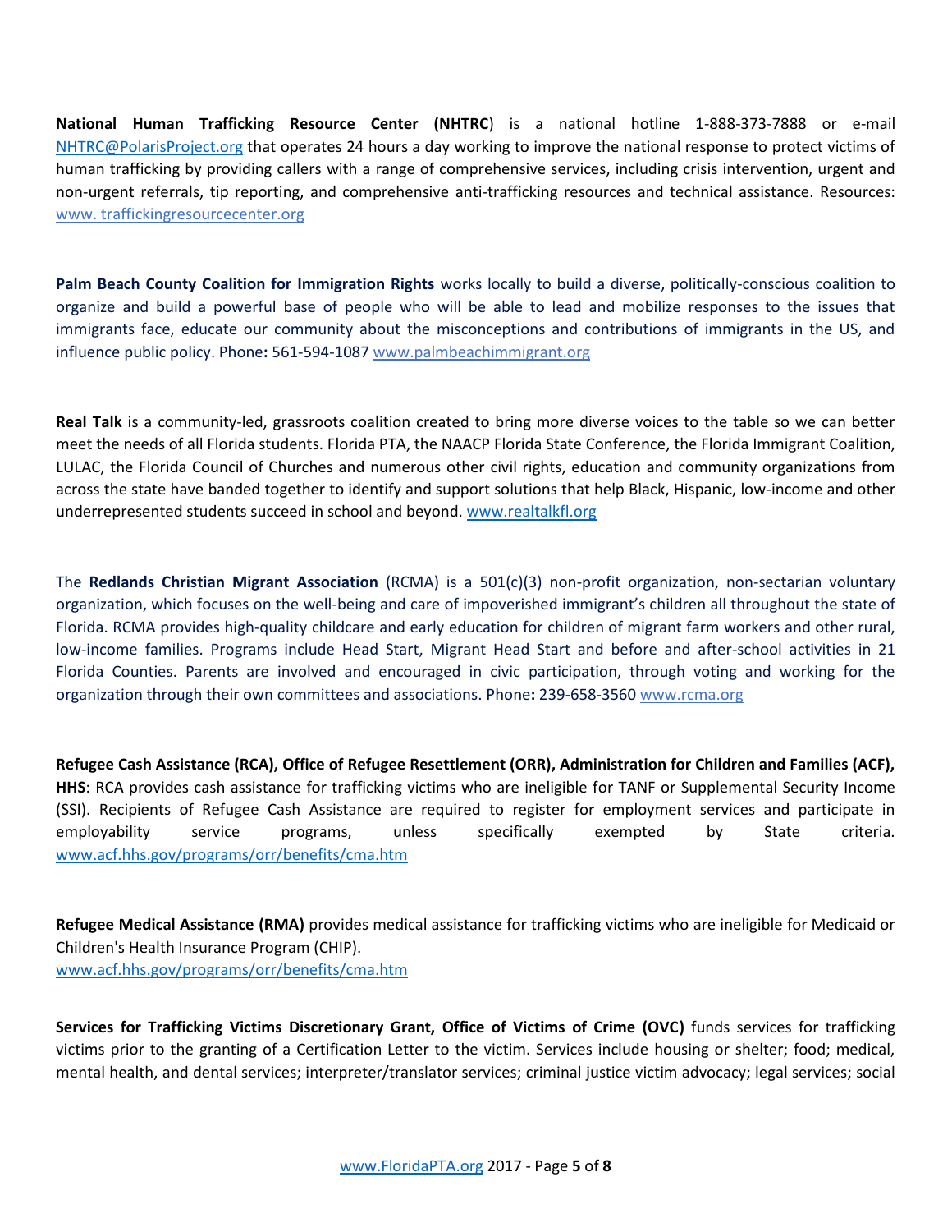**National Human Trafficking Resource Center (NHTRC**) is a national hotline 1-888-373-7888 or e-mail NHTRC@PolarisProject.org that operates 24 hours a day working to improve the national response to protect victims of human trafficking by providing callers with a range of comprehensive services, including crisis intervention, urgent and non-urgent referrals, tip reporting, and comprehensive anti-trafficking resources and technical assistance. Resources: www. traffickingresourcecenter.org

**Palm Beach County Coalition for Immigration Rights** works locally to build a diverse, politically-conscious coalition to organize and build a powerful base of people who will be able to lead and mobilize responses to the issues that immigrants face, educate our community about the misconceptions and contributions of immigrants in the US, and influence public policy. Phone**:** 561-594-1087 www.palmbeachimmigrant.org

**Real Talk** is a community-led, grassroots coalition created to bring more diverse voices to the table so we can better meet the needs of all Florida students. Florida PTA, the NAACP Florida State Conference, the Florida Immigrant Coalition, LULAC, the Florida Council of Churches and numerous other civil rights, education and community organizations from across the state have banded together to identify and support solutions that help Black, Hispanic, low-income and other underrepresented students succeed in school and beyond. www.realtalkfl.org

The **Redlands Christian Migrant Association** (RCMA) is a 501(c)(3) non-profit organization, non-sectarian voluntary organization, which focuses on the well-being and care of impoverished immigrant's children all throughout the state of Florida. RCMA provides high-quality childcare and early education for children of migrant farm workers and other rural, low-income families. Programs include Head Start, Migrant Head Start and before and after-school activities in 21 Florida Counties. Parents are involved and encouraged in civic participation, through voting and working for the organization through their own committees and associations. Phone**:** 239-658-3560 www.rcma.org

**Refugee Cash Assistance (RCA), Office of Refugee Resettlement (ORR), Administration for Children and Families (ACF), HHS**: RCA provides cash assistance for trafficking victims who are ineligible for TANF or Supplemental Security Income (SSI). Recipients of Refugee Cash Assistance are required to register for employment services and participate in employability service programs, unless specifically exempted by State criteria. www.acf.hhs.gov/programs/orr/benefits/cma.htm

**Refugee Medical Assistance (RMA)** provides medical assistance for trafficking victims who are ineligible for Medicaid or Children's Health Insurance Program (CHIP).
www.acf.hhs.gov/programs/orr/benefits/cma.htm

**Services for Trafficking Victims Discretionary Grant, Office of Victims of Crime (OVC)** funds services for trafficking victims prior to the granting of a Certification Letter to the victim. Services include housing or shelter; food; medical, mental health, and dental services; interpreter/translator services; criminal justice victim advocacy; legal services; social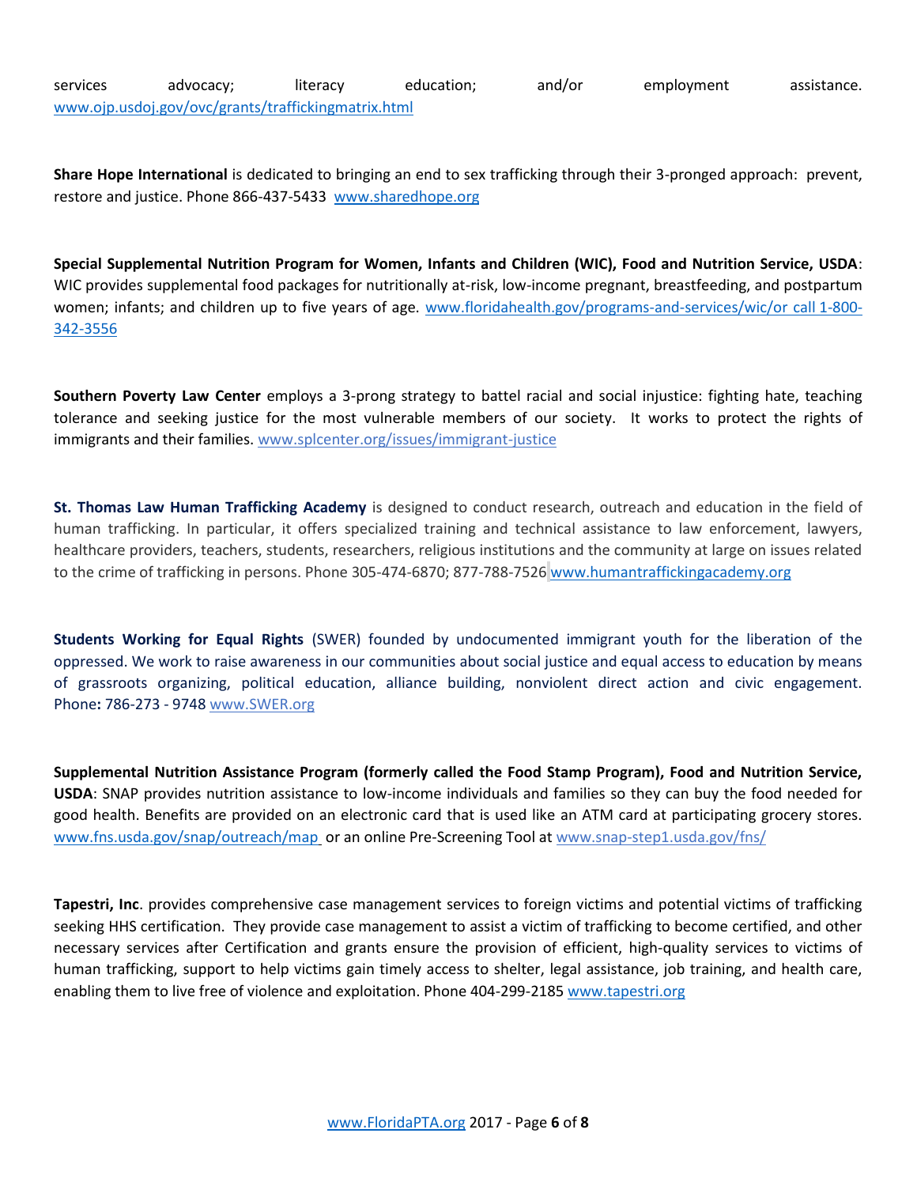services advocacy; literacy education; and/or employment assistance. www.ojp.usdoj.gov/ovc/grants/traffickingmatrix.html

**Share Hope International** is dedicated to bringing an end to sex trafficking through their 3-pronged approach: prevent, restore and justice. Phone 866-437-5433 www.sharedhope.org

**Special Supplemental Nutrition Program for Women, Infants and Children (WIC), Food and Nutrition Service, USDA**: WIC provides supplemental food packages for nutritionally at-risk, low-income pregnant, breastfeeding, and postpartum women; infants; and children up to five years of age. www.floridahealth.gov/programs-and-services/wic/or call 1-800-342-3556

**Southern Poverty Law Center** employs a 3-prong strategy to battel racial and social injustice: fighting hate, teaching tolerance and seeking justice for the most vulnerable members of our society. It works to protect the rights of immigrants and their families. www.splcenter.org/issues/immigrant-justice

**St. Thomas Law Human Trafficking Academy** is designed to conduct research, outreach and education in the field of human trafficking. In particular, it offers specialized training and technical assistance to law enforcement, lawyers, healthcare providers, teachers, students, researchers, religious institutions and the community at large on issues related to the crime of trafficking in persons. Phone 305-474-6870; 877-788-7526 www.humantraffickingacademy.org

**Students Working for Equal Rights** (SWER) founded by undocumented immigrant youth for the liberation of the oppressed. We work to raise awareness in our communities about social justice and equal access to education by means of grassroots organizing, political education, alliance building, nonviolent direct action and civic engagement. Phone**:** 786-273 - 9748 www.SWER.org

**Supplemental Nutrition Assistance Program (formerly called the Food Stamp Program), Food and Nutrition Service, USDA**: SNAP provides nutrition assistance to low-income individuals and families so they can buy the food needed for good health. Benefits are provided on an electronic card that is used like an ATM card at participating grocery stores. www.fns.usda.gov/snap/outreach/map or an online Pre-Screening Tool at www.snap-step1.usda.gov/fns/

**Tapestri, Inc**. provides comprehensive case management services to foreign victims and potential victims of trafficking seeking HHS certification. They provide case management to assist a victim of trafficking to become certified, and other necessary services after Certification and grants ensure the provision of efficient, high-quality services to victims of human trafficking, support to help victims gain timely access to shelter, legal assistance, job training, and health care, enabling them to live free of violence and exploitation. Phone 404-299-2185 www.tapestri.org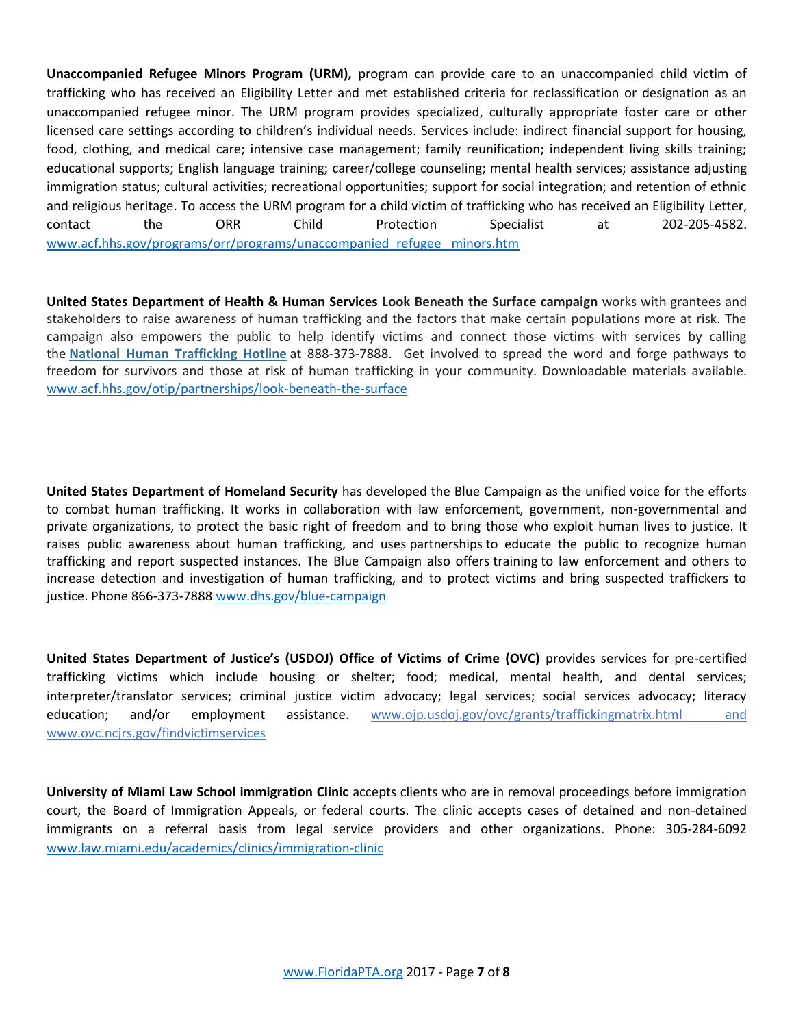**Unaccompanied Refugee Minors Program (URM),** program can provide care to an unaccompanied child victim of trafficking who has received an Eligibility Letter and met established criteria for reclassification or designation as an unaccompanied refugee minor. The URM program provides specialized, culturally appropriate foster care or other licensed care settings according to children's individual needs. Services include: indirect financial support for housing, food, clothing, and medical care; intensive case management; family reunification; independent living skills training; educational supports; English language training; career/college counseling; mental health services; assistance adjusting immigration status; cultural activities; recreational opportunities; support for social integration; and retention of ethnic and religious heritage. To access the URM program for a child victim of trafficking who has received an Eligibility Letter, contact the ORR Child Protection Specialist at 202-205-4582. www.acf.hhs.gov/programs/orr/programs/unaccompanied_refugee_minors.htm

**United States Department of Health & Human Services Look Beneath the Surface campaign** works with grantees and stakeholders to raise awareness of human trafficking and the factors that make certain populations more at risk. The campaign also empowers the public to help identify victims and connect those victims with services by calling the **National Human Trafficking Hotline** at 888-373-7888. Get involved to spread the word and forge pathways to freedom for survivors and those at risk of human trafficking in your community. Downloadable materials available. www.acf.hhs.gov/otip/partnerships/look-beneath-the-surface

**United States Department of Homeland Security** has developed the Blue Campaign as the unified voice for the efforts to combat human trafficking. It works in collaboration with law enforcement, government, non-governmental and private organizations, to protect the basic right of freedom and to bring those who exploit human lives to justice. It raises public awareness about human trafficking, and uses partnerships to educate the public to recognize human trafficking and report suspected instances. The Blue Campaign also offers training to law enforcement and others to increase detection and investigation of human trafficking, and to protect victims and bring suspected traffickers to justice. Phone 866-373-7888 www.dhs.gov/blue-campaign

**United States Department of Justice's (USDOJ) Office of Victims of Crime (OVC)** provides services for pre-certified trafficking victims which include housing or shelter; food; medical, mental health, and dental services; interpreter/translator services; criminal justice victim advocacy; legal services; social services advocacy; literacy education; and/or employment assistance. www.ojp.usdoj.gov/ovc/grants/traffickingmatrix.html and www.ovc.ncjrs.gov/findvictimservices

**University of Miami Law School immigration Clinic** accepts clients who are in removal proceedings before immigration court, the Board of Immigration Appeals, or federal courts. The clinic accepts cases of detained and non-detained immigrants on a referral basis from legal service providers and other organizations. Phone: 305-284-6092 www.law.miami.edu/academics/clinics/immigration-clinic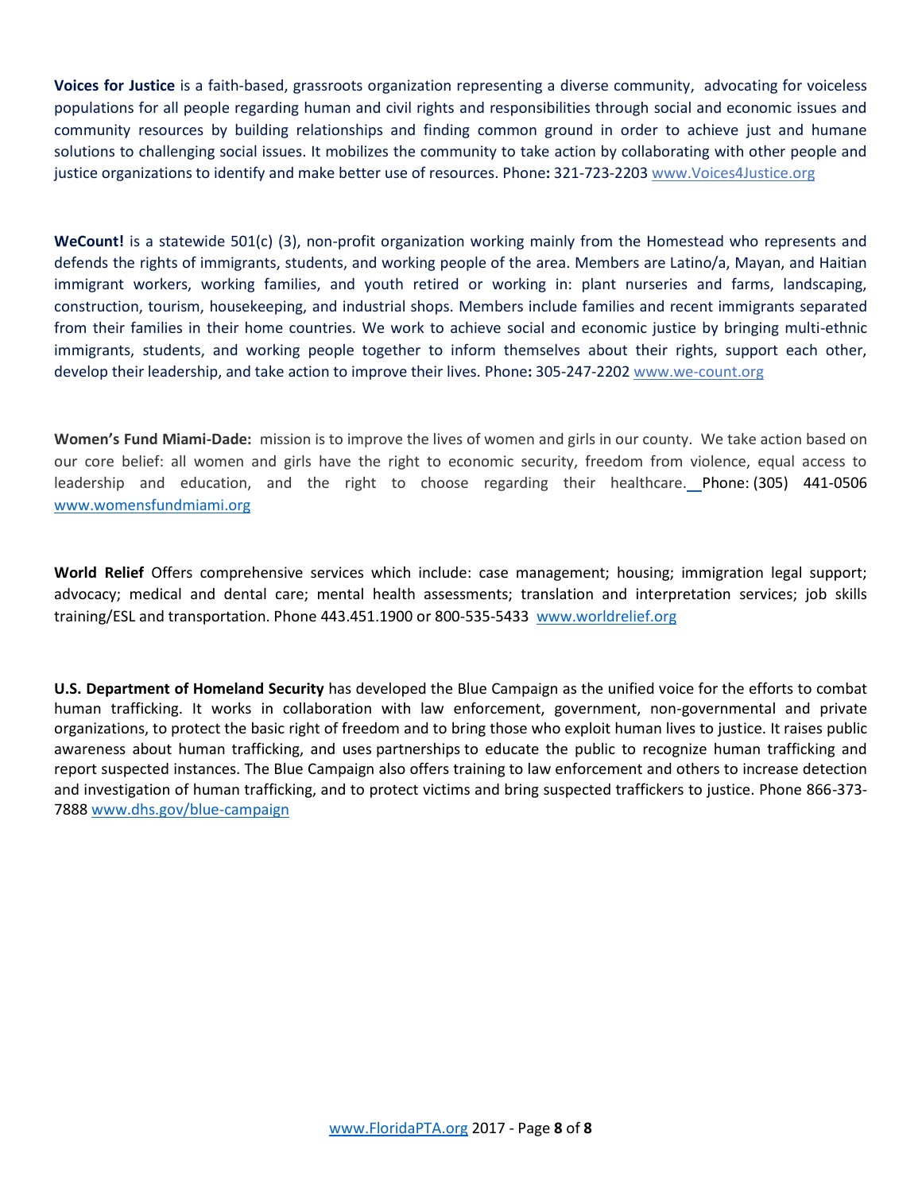**Voices for Justice** is a faith-based, grassroots organization representing a diverse community, advocating for voiceless populations for all people regarding human and civil rights and responsibilities through social and economic issues and community resources by building relationships and finding common ground in order to achieve just and humane solutions to challenging social issues. It mobilizes the community to take action by collaborating with other people and justice organizations to identify and make better use of resources. Phone**:** 321-723-2203 www.Voices4Justice.org

**WeCount!** is a statewide 501(c) (3), non-profit organization working mainly from the Homestead who represents and defends the rights of immigrants, students, and working people of the area. Members are Latino/a, Mayan, and Haitian immigrant workers, working families, and youth retired or working in: plant nurseries and farms, landscaping, construction, tourism, housekeeping, and industrial shops. Members include families and recent immigrants separated from their families in their home countries. We work to achieve social and economic justice by bringing multi-ethnic immigrants, students, and working people together to inform themselves about their rights, support each other, develop their leadership, and take action to improve their lives. Phone**:** 305-247-2202 www.we-count.org

**Women's Fund Miami-Dade:** mission is to improve the lives of women and girls in our county. We take action based on our core belief: all women and girls have the right to economic security, freedom from violence, equal access to leadership and education, and the right to choose regarding their healthcare. Phone: (305) 441-0506 www.womensfundmiami.org

**World Relief** Offers comprehensive services which include: case management; housing; immigration legal support; advocacy; medical and dental care; mental health assessments; translation and interpretation services; job skills training/ESL and transportation. Phone 443.451.1900 or 800-535-5433 www.worldrelief.org

**U.S. Department of Homeland Security** has developed the Blue Campaign as the unified voice for the efforts to combat human trafficking. It works in collaboration with law enforcement, government, non-governmental and private organizations, to protect the basic right of freedom and to bring those who exploit human lives to justice. It raises public awareness about human trafficking, and uses partnerships to educate the public to recognize human trafficking and report suspected instances. The Blue Campaign also offers training to law enforcement and others to increase detection and investigation of human trafficking, and to protect victims and bring suspected traffickers to justice. Phone 866-373-7888 www.dhs.gov/blue-campaign